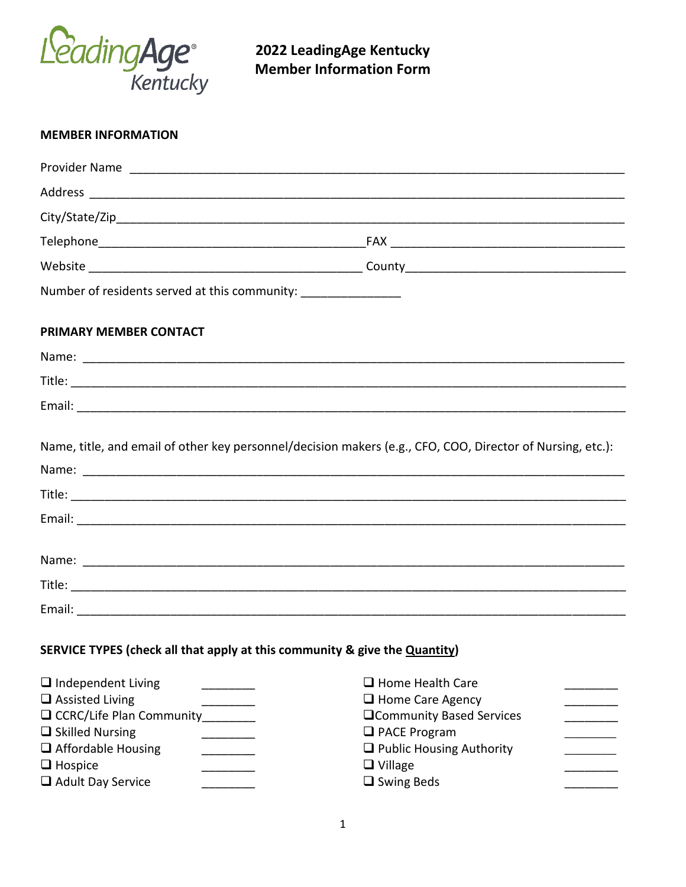LeadingAge Kentucky

# 2022 LeadingAge Kentucky Member Information Form

**MEMBER INFORMATION**

Provider Name ___________________________________________________________________________

Address ______________________________________________________________________________

City/State/Zip__________________________________________________________________________

Telephone_________________________________________FAX ___________________________________

Website ________________________________________ County_________________________________

Number of residents served at this community: _______________

**PRIMARY MEMBER CONTACT**

Name: ________________________________________________________________________________

Title: _________________________________________________________________________________

Email: ________________________________________________________________________________

Name, title, and email of other key personnel/decision makers (e.g., CFO, COO, Director of Nursing, etc.):

Name: ________________________________________________________________________________

Title: _________________________________________________________________________________

Email: ________________________________________________________________________________

Name: ________________________________________________________________________________

Title: _________________________________________________________________________________

Email: ________________________________________________________________________________

**SERVICE TYPES (check all that apply at this community & give the Quantity)**

- ❑ Independent Living ________
- ❑ Assisted Living ________
- ❑ CCRC/Life Plan Community________
- ❑ Skilled Nursing ________
- ❑ Affordable Housing ________
- ❑ Hospice ________
- ❑ Adult Day Service ________
- ❑ Home Health Care ________
- ❑ Home Care Agency ________
- ❑ Community Based Services ________
- ❑ PACE Program ________
- ❑ Public Housing Authority ________
- ❑ Village ________
- ❑ Swing Beds ________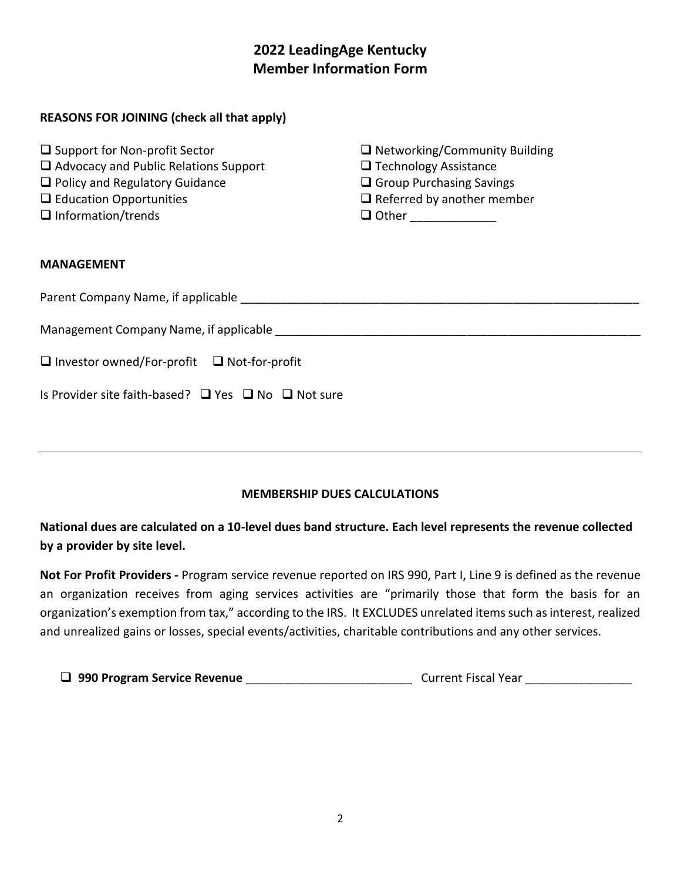# 2022 LeadingAge Kentucky
# Member Information Form

**REASONS FOR JOINING (check all that apply)**

- ❑ Support for Non-profit Sector
- ❑ Advocacy and Public Relations Support
- ❑ Policy and Regulatory Guidance
- ❑ Education Opportunities
- ❑ Information/trends
- ❑ Networking/Community Building
- ❑ Technology Assistance
- ❑ Group Purchasing Savings
- ❑ Referred by another member
- ❑ Other _____________

**MANAGEMENT**

Parent Company Name, if applicable _______________________________________________

Management Company Name, if applicable ___________________________________________

❑ Investor owned/For-profit ❑ Not-for-profit

Is Provider site faith-based? ❑ Yes ❑ No ❑ Not sure

---

**MEMBERSHIP DUES CALCULATIONS**

**National dues are calculated on a 10-level dues band structure. Each level represents the revenue collected by a provider by site level.**

**Not For Profit Providers -** Program service revenue reported on IRS 990, Part I, Line 9 is defined as the revenue an organization receives from aging services activities are "primarily those that form the basis for an organization's exemption from tax," according to the IRS. It EXCLUDES unrelated items such as interest, realized and unrealized gains or losses, special events/activities, charitable contributions and any other services.

❑ **990 Program Service Revenue** _________________________ Current Fiscal Year ________________